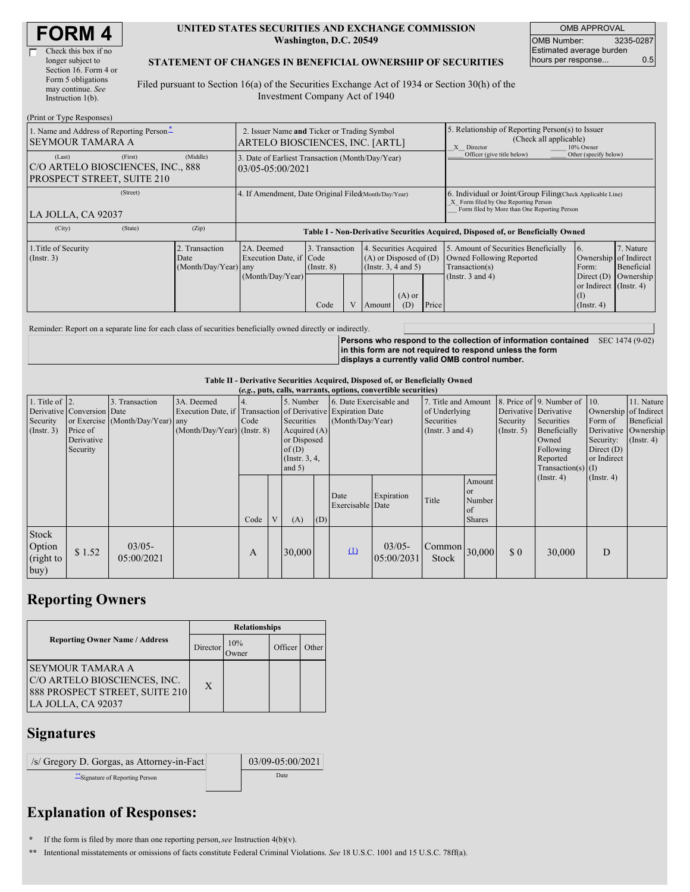# FORM 4

☐ Check this box if no longer subject to Section 16. Form 4 or Form 5 obligations may continue. *See* Instruction 1(b).

**UNITED STATES SECURITIES AND EXCHANGE COMMISSION**
**Washington, D.C. 20549**

**STATEMENT OF CHANGES IN BENEFICIAL OWNERSHIP OF SECURITIES**

Filed pursuant to Section 16(a) of the Securities Exchange Act of 1934 or Section 30(h) of the Investment Company Act of 1940

| OMB APPROVAL | |
|---|---|
| OMB Number: | 3235-0287 |
| Estimated average burden hours per response... | 0.5 |

(Print or Type Responses)

| 1. Name and Address of Reporting Person* | 2. Issuer Name and Ticker or Trading Symbol | 5. Relationship of Reporting Person(s) to Issuer (Check all applicable) |
|---|---|---|
| SEYMOUR TAMARA A | ARTELO BIOSCIENCES, INC. [ARTL] | X Director ___ 10% Owner ___ Officer (give title below) ___ Other (specify below) |
| (Last) (First) (Middle) C/O ARTELO BIOSCIENCES, INC., 888 PROSPECT STREET, SUITE 210 | 3. Date of Earliest Transaction (Month/Day/Year) 03/05-05:00/2021 | |
| (Street) LA JOLLA, CA 92037 | 4. If Amendment, Date Original Filed (Month/Day/Year) | 6. Individual or Joint/Group Filing (Check Applicable Line) X Form filed by One Reporting Person ___ Form filed by More than One Reporting Person |
| (City) (State) (Zip) | | |

**Table I - Non-Derivative Securities Acquired, Disposed of, or Beneficially Owned**

| 1.Title of Security (Instr. 3) | 2. Transaction Date (Month/Day/Year) | 2A. Deemed Execution Date, if any (Month/Day/Year) | 3. Transaction Code (Instr. 8) | | 4. Securities Acquired (A) or Disposed of (D) (Instr. 3, 4 and 5) | | | 5. Amount of Securities Beneficially Owned Following Reported Transaction(s) (Instr. 3 and 4) | 6. Ownership Form: Direct (D) or Indirect (I) (Instr. 4) | 7. Nature of Indirect Beneficial Ownership (Instr. 4) |
|---|---|---|---|---|---|---|---|---|---|---|
| | | | Code | V | Amount | (A) or (D) | Price | | | |

Reminder: Report on a separate line for each class of securities beneficially owned directly or indirectly.

**Persons who respond to the collection of information contained in this form are not required to respond unless the form displays a currently valid OMB control number.** SEC 1474 (9-02)

**Table II - Derivative Securities Acquired, Disposed of, or Beneficially Owned**
***(e.g., puts, calls, warrants, options, convertible securities)***

| 1. Title of Derivative Security (Instr. 3) | 2. Conversion or Exercise Price of Derivative Security | 3. Transaction Date (Month/Day/Year) | 3A. Deemed Execution Date, if any (Month/Day/Year) | 4. Transaction Code (Instr. 8) | | 5. Number of Derivative Securities Acquired (A) or Disposed of (D) (Instr. 3, 4, and 5) | | 6. Date Exercisable and Expiration Date (Month/Day/Year) | | 7. Title and Amount of Underlying Securities (Instr. 3 and 4) | | 8. Price of Derivative Security (Instr. 5) | 9. Number of Derivative Securities Beneficially Owned Following Reported Transaction(s) (Instr. 4) | 10. Ownership Form of Derivative Security: Direct (D) or Indirect (I) (Instr. 4) | 11. Nature of Indirect Beneficial Ownership (Instr. 4) |
|---|---|---|---|---|---|---|---|---|---|---|---|---|---|---|---|
| | | | | Code | V | (A) | (D) | Date Exercisable | Expiration Date | Title | Amount or Number of Shares | | | | |
| Stock Option (right to buy) | $ 1.52 | 03/05-05:00/2021 | | A | | 30,000 | | (1) | 03/05-05:00/2031 | Common Stock | 30,000 | $ 0 | 30,000 | D | |

## Reporting Owners

| Reporting Owner Name / Address | Relationships | | | |
|---|---|---|---|---|
| | Director | 10% Owner | Officer | Other |
| SEYMOUR TAMARA A C/O ARTELO BIOSCIENCES, INC. 888 PROSPECT STREET, SUITE 210 LA JOLLA, CA 92037 | X | | | |

## Signatures

| /s/ Gregory D. Gorgas, as Attorney-in-Fact | 03/09-05:00/2021 |
|---|---|
| **Signature of Reporting Person | Date |

## Explanation of Responses:

\* If the form is filed by more than one reporting person, *see* Instruction 4(b)(v).

\*\* Intentional misstatements or omissions of facts constitute Federal Criminal Violations. *See* 18 U.S.C. 1001 and 15 U.S.C. 78ff(a).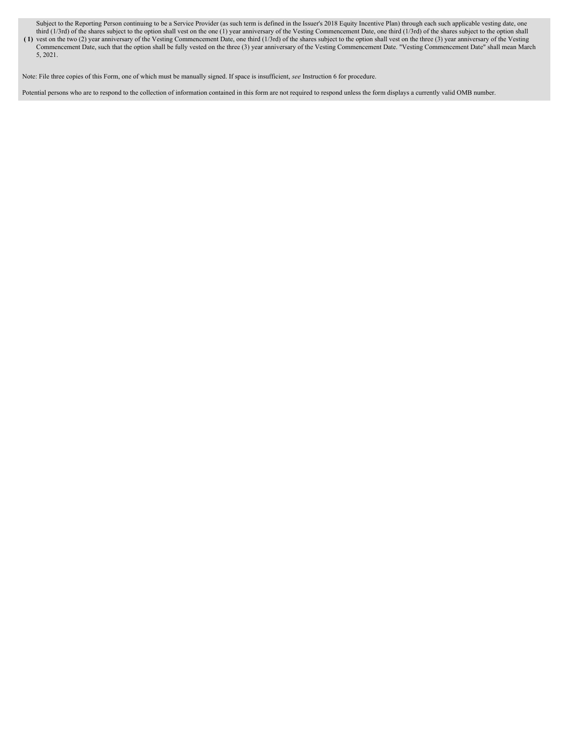| | |
|---|---|
| (1) | Subject to the Reporting Person continuing to be a Service Provider (as such term is defined in the Issuer's 2018 Equity Incentive Plan) through each such applicable vesting date, one third (1/3rd) of the shares subject to the option shall vest on the one (1) year anniversary of the Vesting Commencement Date, one third (1/3rd) of the shares subject to the option shall vest on the two (2) year anniversary of the Vesting Commencement Date, one third (1/3rd) of the shares subject to the option shall vest on the three (3) year anniversary of the Vesting Commencement Date, such that the option shall be fully vested on the three (3) year anniversary of the Vesting Commencement Date. "Vesting Commencement Date" shall mean March 5, 2021. |

Note: File three copies of this Form, one of which must be manually signed. If space is insufficient, *see* Instruction 6 for procedure.

Potential persons who are to respond to the collection of information contained in this form are not required to respond unless the form displays a currently valid OMB number.